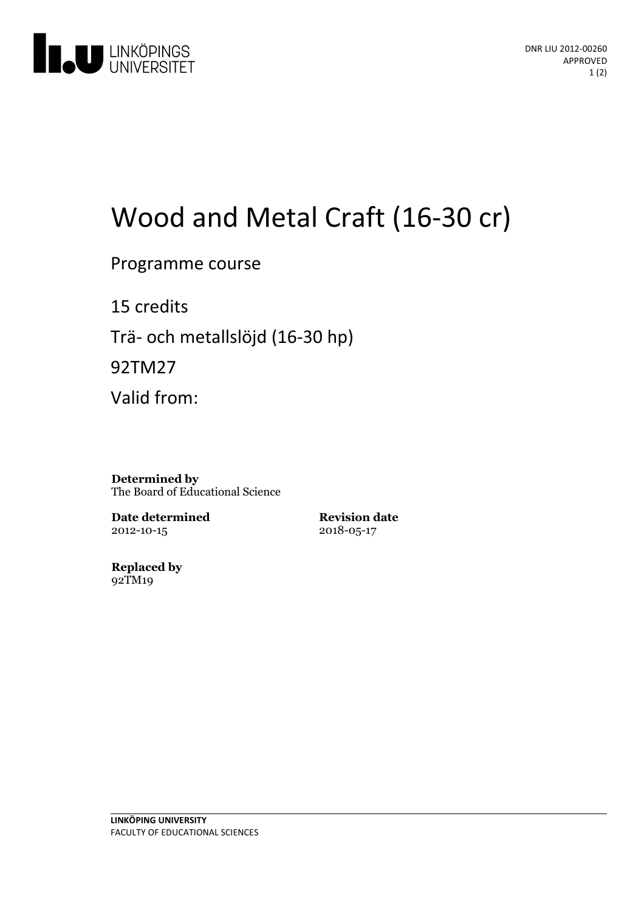DNR LIU 2012-00260
APPROVED

# Wood and Metal Craft (16-30 cr)

Programme course

15 credits

Trä- och metallslöjd (16-30 hp)

92TM27

Valid from:

**Determined by**
The Board of Educational Science

**Date determined**
2012-10-15

**Revision date**
2018-05-17

**Replaced by**
92TM19

**LINKÖPING UNIVERSITY**
FACULTY OF EDUCATIONAL SCIENCES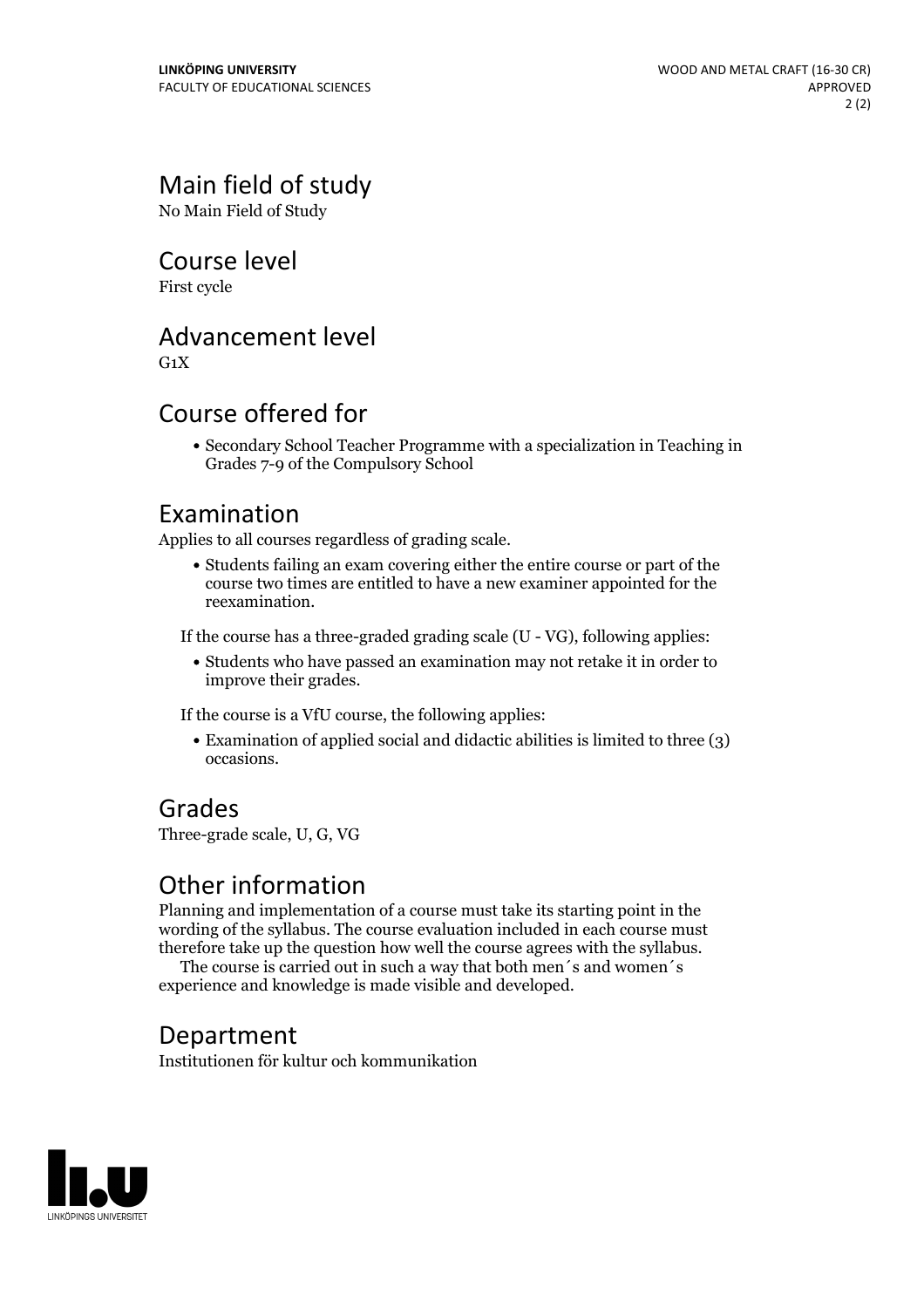## Main field of study

No Main Field of Study

## Course level

First cycle

## Advancement level

G1X

## Course offered for

- Secondary School Teacher Programme with a specialization in Teaching in Grades 7-9 of the Compulsory School

## Examination

Applies to all courses regardless of grading scale.

- Students failing an exam covering either the entire course or part of the course two times are entitled to have a new examiner appointed for the reexamination.

If the course has a three-graded grading scale (U - VG), following applies:

- Students who have passed an examination may not retake it in order to improve their grades.

If the course is a VfU course, the following applies:

- Examination of applied social and didactic abilities is limited to three (3) occasions.

## Grades

Three-grade scale, U, G, VG

## Other information

Planning and implementation of a course must take its starting point in the wording of the syllabus. The course evaluation included in each course must therefore take up the question how well the course agrees with the syllabus.

The course is carried out in such a way that both men´s and women´s experience and knowledge is made visible and developed.

## Department

Institutionen för kultur och kommunikation